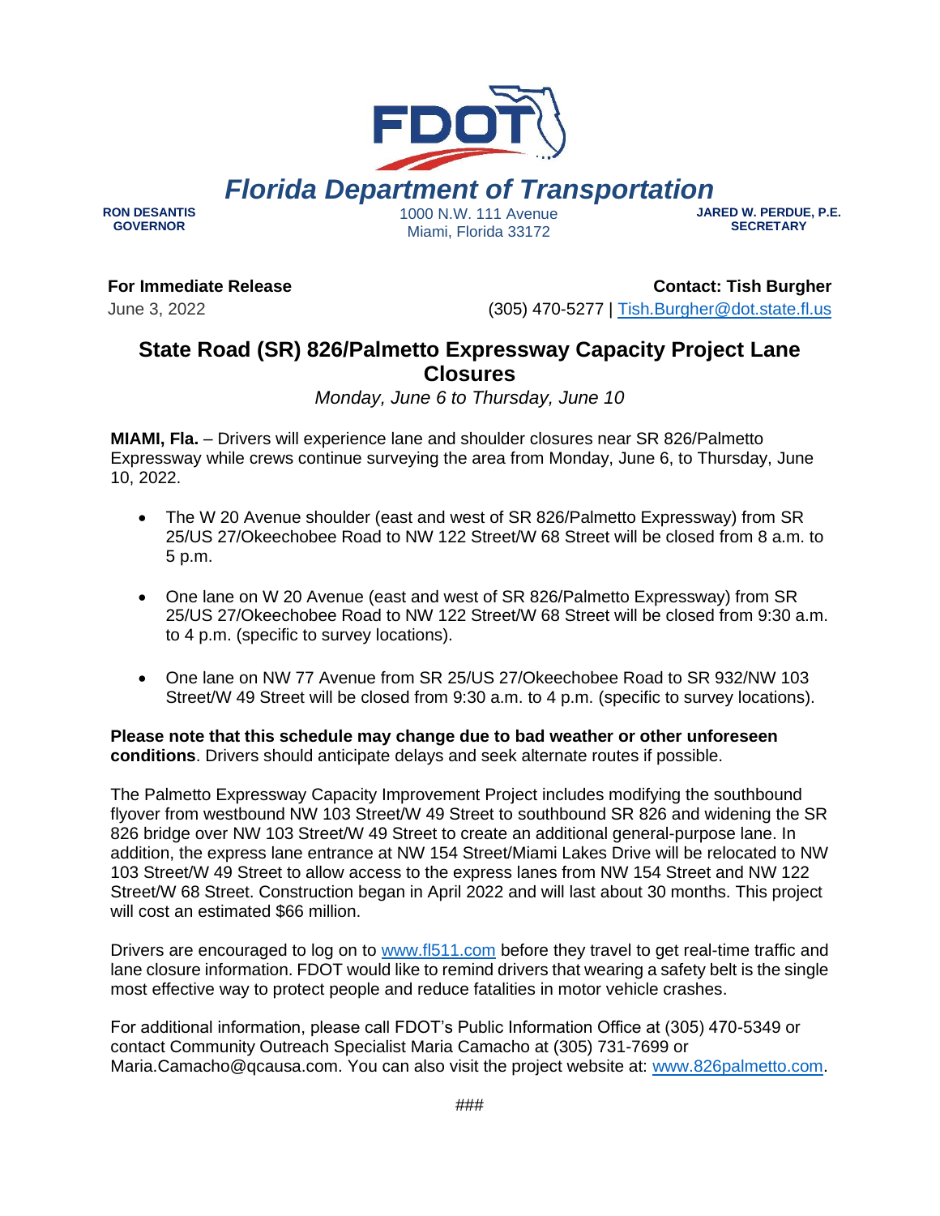**Florida Department of Transportation**

**RON DESANTIS**
**GOVERNOR**

1000 N.W. 111 Avenue
Miami, Florida 33172

**JARED W. PERDUE, P.E.**
**SECRETARY**

**For Immediate Release**
June 3, 2022

**Contact: Tish Burgher**
(305) 470-5277 | Tish.Burgher@dot.state.fl.us

# State Road (SR) 826/Palmetto Expressway Capacity Project Lane Closures

*Monday, June 6 to Thursday, June 10*

**MIAMI, Fla.** – Drivers will experience lane and shoulder closures near SR 826/Palmetto Expressway while crews continue surveying the area from Monday, June 6, to Thursday, June 10, 2022.

- The W 20 Avenue shoulder (east and west of SR 826/Palmetto Expressway) from SR 25/US 27/Okeechobee Road to NW 122 Street/W 68 Street will be closed from 8 a.m. to 5 p.m.
- One lane on W 20 Avenue (east and west of SR 826/Palmetto Expressway) from SR 25/US 27/Okeechobee Road to NW 122 Street/W 68 Street will be closed from 9:30 a.m. to 4 p.m. (specific to survey locations).
- One lane on NW 77 Avenue from SR 25/US 27/Okeechobee Road to SR 932/NW 103 Street/W 49 Street will be closed from 9:30 a.m. to 4 p.m. (specific to survey locations).

**Please note that this schedule may change due to bad weather or other unforeseen conditions**. Drivers should anticipate delays and seek alternate routes if possible.

The Palmetto Expressway Capacity Improvement Project includes modifying the southbound flyover from westbound NW 103 Street/W 49 Street to southbound SR 826 and widening the SR 826 bridge over NW 103 Street/W 49 Street to create an additional general-purpose lane. In addition, the express lane entrance at NW 154 Street/Miami Lakes Drive will be relocated to NW 103 Street/W 49 Street to allow access to the express lanes from NW 154 Street and NW 122 Street/W 68 Street. Construction began in April 2022 and will last about 30 months. This project will cost an estimated $66 million.

Drivers are encouraged to log on to www.fl511.com before they travel to get real-time traffic and lane closure information. FDOT would like to remind drivers that wearing a safety belt is the single most effective way to protect people and reduce fatalities in motor vehicle crashes.

For additional information, please call FDOT's Public Information Office at (305) 470-5349 or contact Community Outreach Specialist Maria Camacho at (305) 731-7699 or Maria.Camacho@qcausa.com. You can also visit the project website at: www.826palmetto.com.

###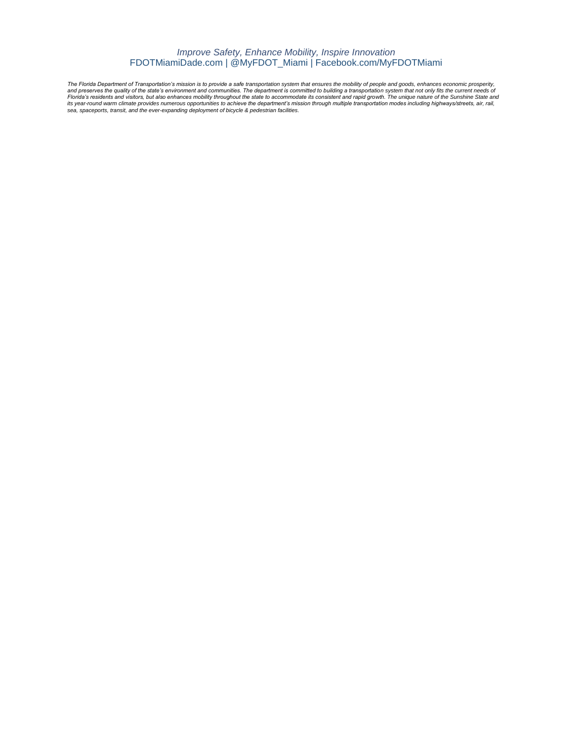*Improve Safety, Enhance Mobility, Inspire Innovation*
FDOTMiamiDade.com | @MyFDOT_Miami | Facebook.com/MyFDOTMiami

*The Florida Department of Transportation's mission is to provide a safe transportation system that ensures the mobility of people and goods, enhances economic prosperity, and preserves the quality of the state's environment and communities. The department is committed to building a transportation system that not only fits the current needs of Florida's residents and visitors, but also enhances mobility throughout the state to accommodate its consistent and rapid growth. The unique nature of the Sunshine State and its year-round warm climate provides numerous opportunities to achieve the department's mission through multiple transportation modes including highways/streets, air, rail, sea, spaceports, transit, and the ever-expanding deployment of bicycle & pedestrian facilities.*